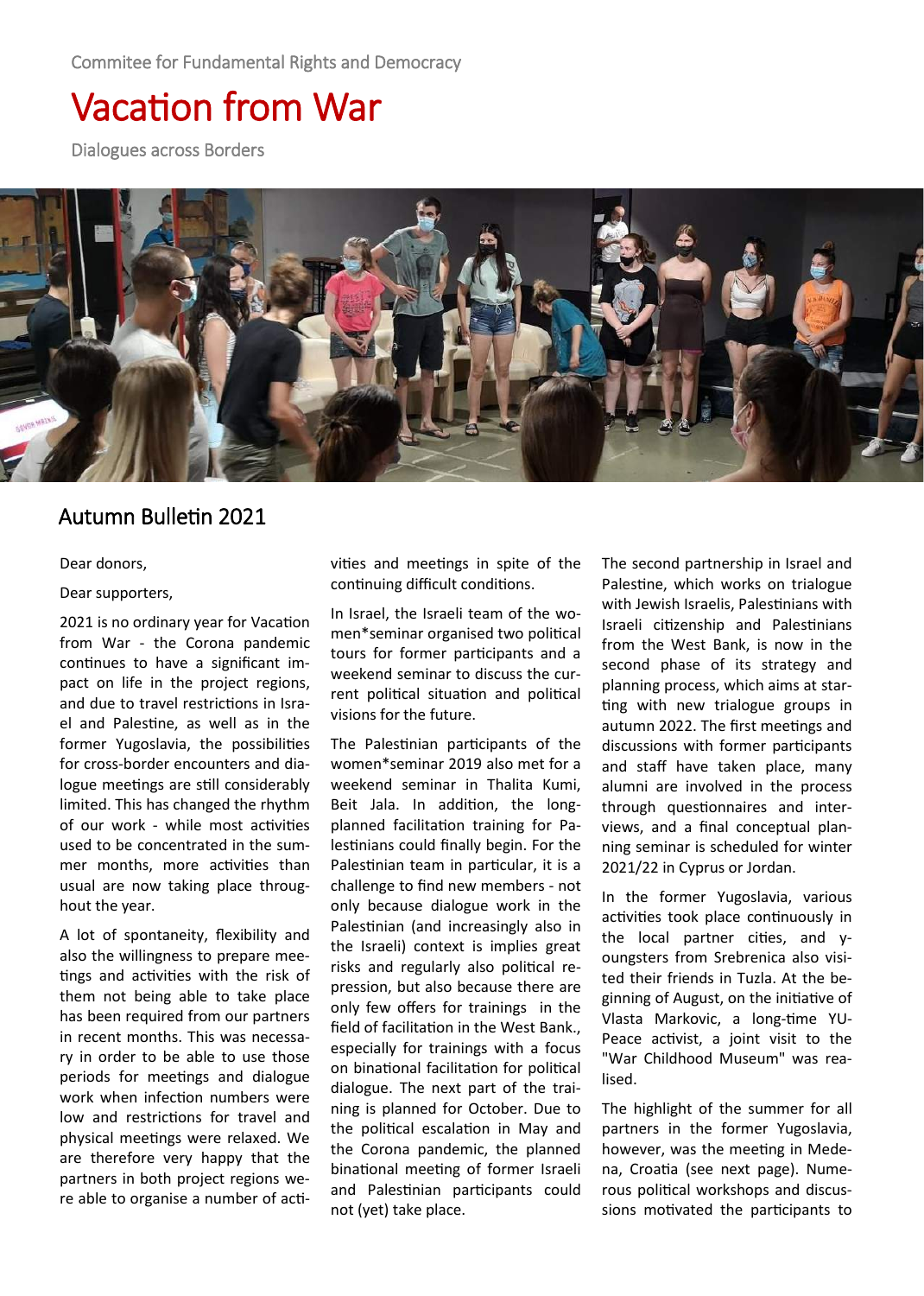Commitee for Fundamental Rights and Democracy

# Vacation from War

Dialogues across Borders

## Autumn Bulletin 2021

Dear donors,

Dear supporters,

2021 is no ordinary year for Vacation from War - the Corona pandemic continues to have a significant impact on life in the project regions, and due to travel restrictions in Israel and Palestine, as well as in the former Yugoslavia, the possibilities for cross-border encounters and dialogue meetings are still considerably limited. This has changed the rhythm of our work - while most activities used to be concentrated in the summer months, more activities than usual are now taking place throughout the year.

A lot of spontaneity, flexibility and also the willingness to prepare meetings and activities with the risk of them not being able to take place has been required from our partners in recent months. This was necessary in order to be able to use those periods for meetings and dialogue work when infection numbers were low and restrictions for travel and physical meetings were relaxed. We are therefore very happy that the partners in both project regions were able to organise a number of activities and meetings in spite of the continuing difficult conditions.

In Israel, the Israeli team of the women*seminar organised two political tours for former participants and a weekend seminar to discuss the current political situation and political visions for the future.

The Palestinian participants of the women*seminar 2019 also met for a weekend seminar in Thalita Kumi, Beit Jala. In addition, the long-planned facilitation training for Palestinians could finally begin. For the Palestinian team in particular, it is a challenge to find new members - not only because dialogue work in the Palestinian (and increasingly also in the Israeli) context is implies great risks and regularly also political repression, but also because there are only few offers for trainings in the field of facilitation in the West Bank., especially for trainings with a focus on binational facilitation for political dialogue. The next part of the training is planned for October. Due to the political escalation in May and the Corona pandemic, the planned binational meeting of former Israeli and Palestinian participants could not (yet) take place.

The second partnership in Israel and Palestine, which works on trialogue with Jewish Israelis, Palestinians with Israeli citizenship and Palestinians from the West Bank, is now in the second phase of its strategy and planning process, which aims at starting with new trialogue groups in autumn 2022. The first meetings and discussions with former participants and staff have taken place, many alumni are involved in the process through questionnaires and interviews, and a final conceptual planning seminar is scheduled for winter 2021/22 in Cyprus or Jordan.

In the former Yugoslavia, various activities took place continuously in the local partner cities, and youngsters from Srebrenica also visited their friends in Tuzla. At the beginning of August, on the initiative of Vlasta Markovic, a long-time YU-Peace activist, a joint visit to the "War Childhood Museum" was realised.

The highlight of the summer for all partners in the former Yugoslavia, however, was the meeting in Medena, Croatia (see next page). Numerous political workshops and discussions motivated the participants to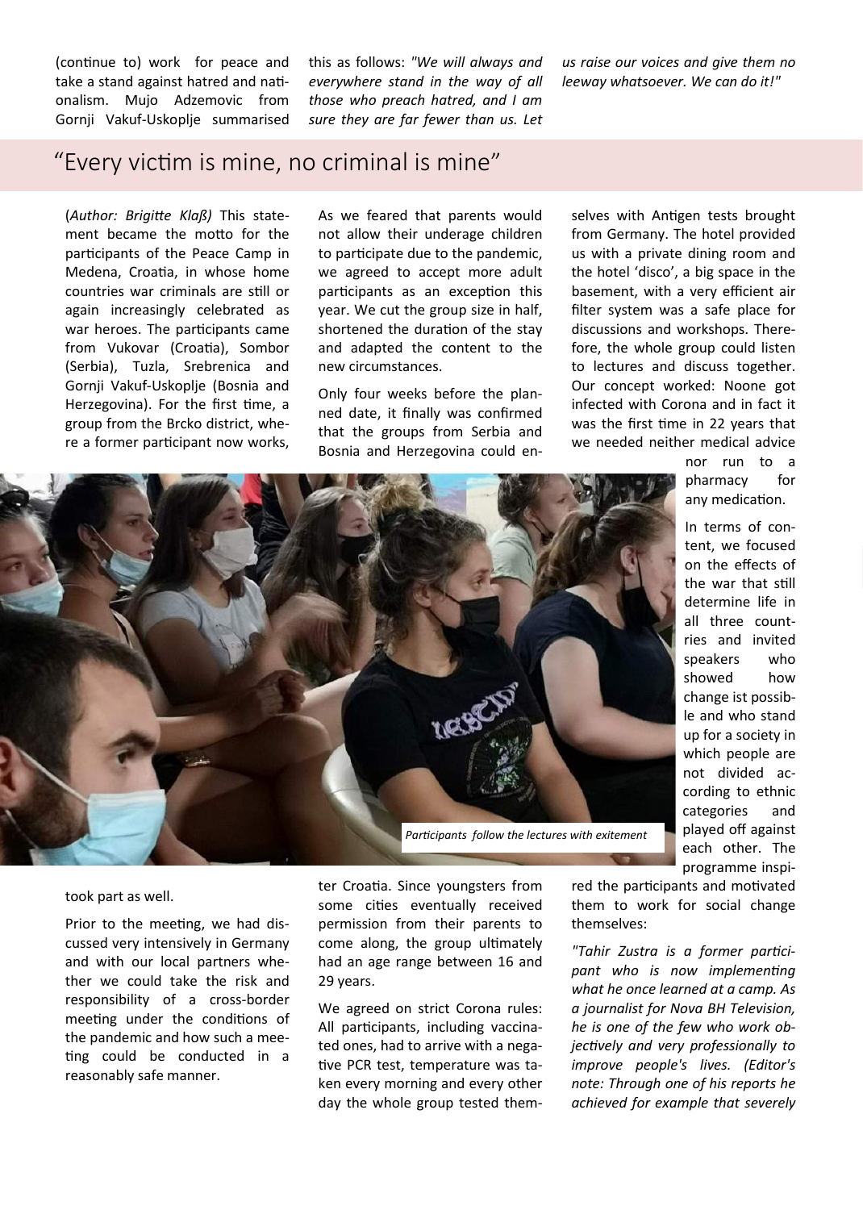(continue to) work for peace and take a stand against hatred and nationalism. Mujo Adzemovic from Gornji Vakuf-Uskoplje summarised this as follows: *"We will always and everywhere stand in the way of all those who preach hatred, and I am sure they are far fewer than us. Let us raise our voices and give them no leeway whatsoever. We can do it!"*

## "Every victim is mine, no criminal is mine"

(*Author: Brigitte Klaß)* This statement became the motto for the participants of the Peace Camp in Medena, Croatia, in whose home countries war criminals are still or again increasingly celebrated as war heroes. The participants came from Vukovar (Croatia), Sombor (Serbia), Tuzla, Srebrenica and Gornji Vakuf-Uskoplje (Bosnia and Herzegovina). For the first time, a group from the Brcko district, where a former participant now works, took part as well.

Prior to the meeting, we had discussed very intensively in Germany and with our local partners whether we could take the risk and responsibility of a cross-border meeting under the conditions of the pandemic and how such a meeting could be conducted in a reasonably safe manner.

As we feared that parents would not allow their underage children to participate due to the pandemic, we agreed to accept more adult participants as an exception this year. We cut the group size in half, shortened the duration of the stay and adapted the content to the new circumstances.

Only four weeks before the planned date, it finally was confirmed that the groups from Serbia and Bosnia and Herzegovina could enter Croatia. Since youngsters from some cities eventually received permission from their parents to come along, the group ultimately had an age range between 16 and 29 years.

We agreed on strict Corona rules: All participants, including vaccinated ones, had to arrive with a negative PCR test, temperature was taken every morning and every other day the whole group tested themselves with Antigen tests brought from Germany. The hotel provided us with a private dining room and the hotel 'disco', a big space in the basement, with a very efficient air filter system was a safe place for discussions and workshops. Therefore, the whole group could listen to lectures and discuss together. Our concept worked: Noone got infected with Corona and in fact it was the first time in 22 years that we needed neither medical advice nor run to a pharmacy for any medication.

*Participants follow the lectures with exitement*

In terms of content, we focused on the effects of the war that still determine life in all three countries and invited speakers who showed how change ist possible and who stand up for a society in which people are not divided according to ethnic categories and played off against each other. The programme inspired the participants and motivated them to work for social change themselves:

*"Tahir Zustra is a former participant who is now implementing what he once learned at a camp. As a journalist for Nova BH Television, he is one of the few who work objectively and very professionally to improve people's lives. (Editor's note: Through one of his reports he achieved for example that severely*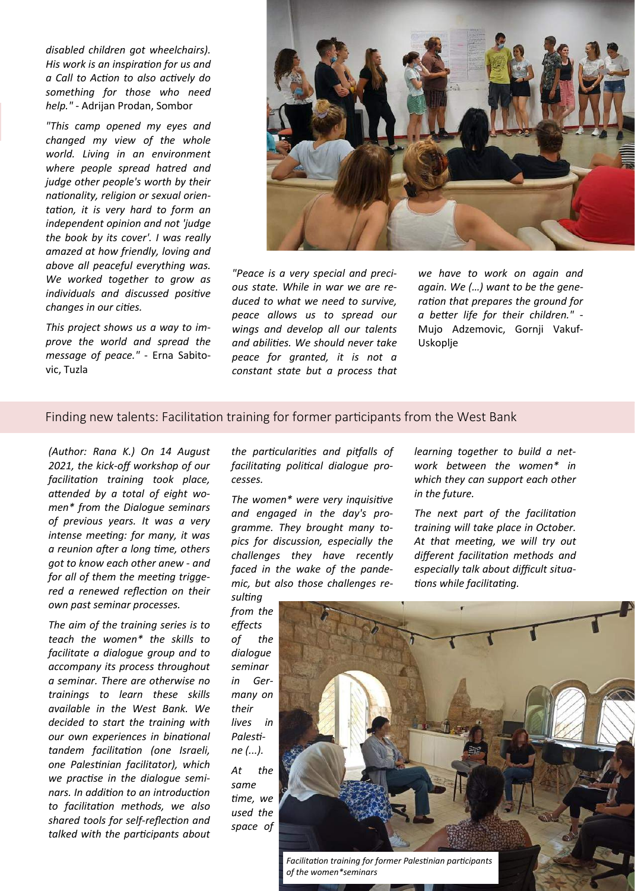*disabled children got wheelchairs). His work is an inspiration for us and a Call to Action to also actively do something for those who need help."* - Adrijan Prodan, Sombor

*"This camp opened my eyes and changed my view of the whole world. Living in an environment where people spread hatred and judge other people's worth by their nationality, religion or sexual orientation, it is very hard to form an independent opinion and not 'judge the book by its cover'. I was really amazed at how friendly, loving and above all peaceful everything was. We worked together to grow as individuals and discussed positive changes in our cities.*

*This project shows us a way to improve the world and spread the message of peace."* - Erna Sabitovic, Tuzla

*"Peace is a very special and precious state. While in war we are reduced to what we need to survive, peace allows us to spread our wings and develop all our talents and abilities. We should never take peace for granted, it is not a constant state but a process that we have to work on again and again. We (…) want to be the generation that prepares the ground for a better life for their children."* - Mujo Adzemovic, Gornji Vakuf-Uskoplje

## Finding new talents: Facilitation training for former participants from the West Bank

*(Author: Rana K.) On 14 August 2021, the kick-off workshop of our facilitation training took place, attended by a total of eight women* from the Dialogue seminars of previous years. It was a very intense meeting: for many, it was a reunion after a long time, others got to know each other anew - and for all of them the meeting triggered a renewed reflection on their own past seminar processes.*

*The aim of the training series is to teach the women* the skills to facilitate a dialogue group and to accompany its process throughout a seminar. There are otherwise no trainings to learn these skills available in the West Bank. We decided to start the training with our own experiences in binational tandem facilitation (one Israeli, one Palestinian facilitator), which we practise in the dialogue seminars. In addition to an introduction to facilitation methods, we also shared tools for self-reflection and talked with the participants about the particularities and pitfalls of facilitating political dialogue processes.*

*The women* were very inquisitive and engaged in the day's programme. They brought many topics for discussion, especially the challenges they have recently faced in the wake of the pandemic, but also those challenges resulting from the effects of the dialogue seminar in Germany on their lives in Palestine (...).*

*At the same time, we used the space of learning together to build a network between the women* in which they can support each other in the future.*

*The next part of the facilitation training will take place in October. At that meeting, we will try out different facilitation methods and especially talk about difficult situations while facilitating.*

*Facilitation training for former Palestinian participants of the women*seminars*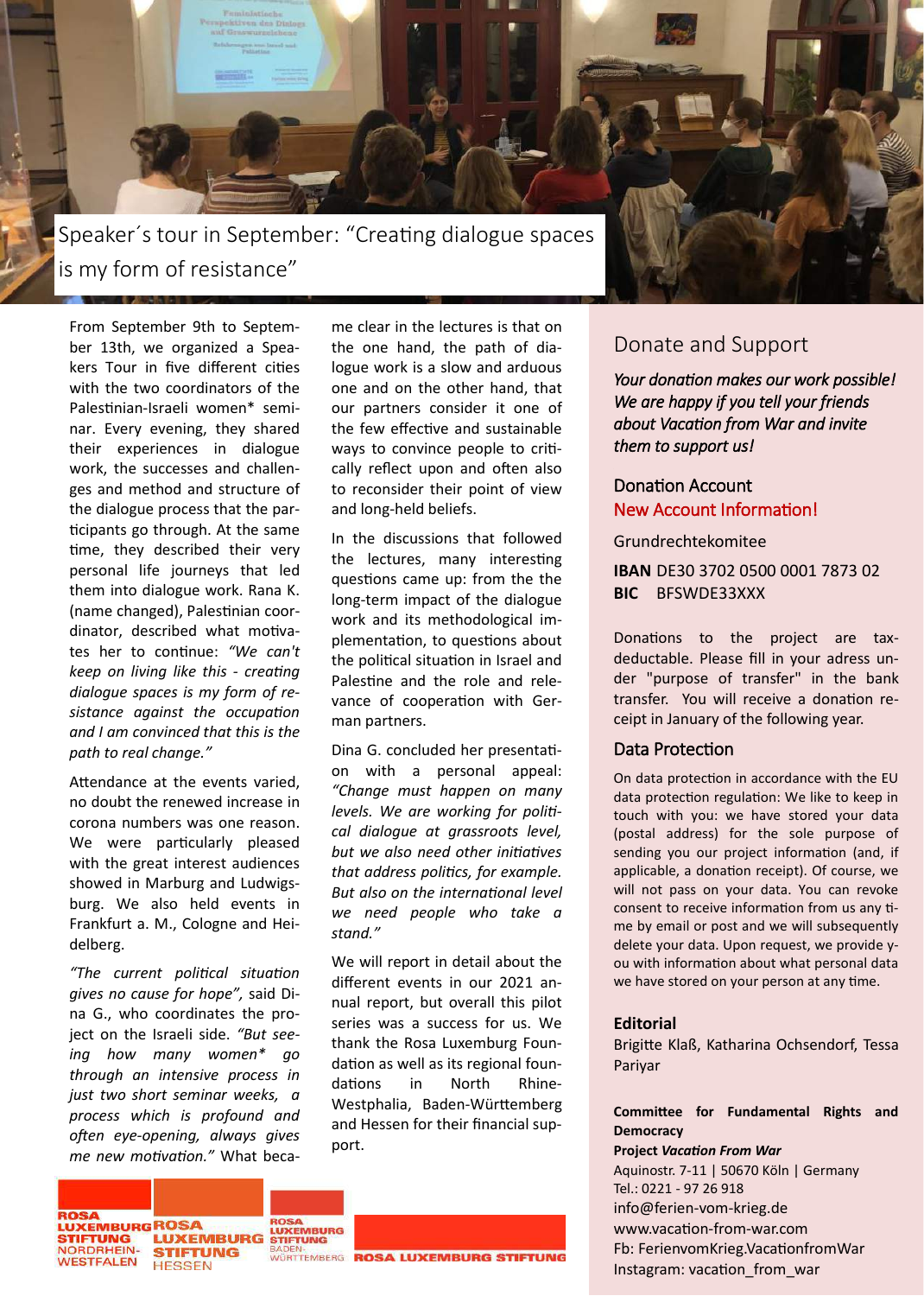## Speaker´s tour in September: "Creating dialogue spaces is my form of resistance"

From September 9th to September 13th, we organized a Speakers Tour in five different cities with the two coordinators of the Palestinian-Israeli women* seminar. Every evening, they shared their experiences in dialogue work, the successes and challenges and method and structure of the dialogue process that the participants go through. At the same time, they described their very personal life journeys that led them into dialogue work. Rana K. (name changed), Palestinian coordinator, described what motivates her to continue: *"We can't keep on living like this - creating dialogue spaces is my form of resistance against the occupation and I am convinced that this is the path to real change."*

Attendance at the events varied, no doubt the renewed increase in corona numbers was one reason. We were particularly pleased with the great interest audiences showed in Marburg and Ludwigsburg. We also held events in Frankfurt a. M., Cologne and Heidelberg.

*"The current political situation gives no cause for hope"*, said Dina G., who coordinates the project on the Israeli side. *"But seeing how many women* go through an intensive process in just two short seminar weeks, a process which is profound and often eye-opening, always gives me new motivation."* What became clear in the lectures is that on the one hand, the path of dialogue work is a slow and arduous one and on the other hand, that our partners consider it one of the few effective and sustainable ways to convince people to critically reflect upon and often also to reconsider their point of view and long-held beliefs.

In the discussions that followed the lectures, many interesting questions came up: from the the long-term impact of the dialogue work and its methodological implementation, to questions about the political situation in Israel and Palestine and the role and relevance of cooperation with German partners.

Dina G. concluded her presentation with a personal appeal: *"Change must happen on many levels. We are working for political dialogue at grassroots level, but we also need other initiatives that address politics, for example. But also on the international level we need people who take a stand."*

We will report in detail about the different events in our 2021 annual report, but overall this pilot series was a success for us. We thank the Rosa Luxemburg Foundation as well as its regional foundations in North Rhine-Westphalia, Baden-Württemberg and Hessen for their financial support.

ROSA LUXEMBURG STIFTUNG NORDRHEIN-WESTFALEN | ROSA LUXEMBURG STIFTUNG HESSEN | ROSA LUXEMBURG STIFTUNG BADEN-WÜRTTEMBERG | ROSA LUXEMBURG STIFTUNG

## Donate and Support

*Your donation makes our work possible! We are happy if you tell your friends about Vacation from War and invite them to support us!*

### Donation Account

New Account Information!

Grundrechtekomitee

**IBAN** DE30 3702 0500 0001 7873 02
**BIC** BFSWDE33XXX

Donations to the project are tax-deductable. Please fill in your adress under "purpose of transfer" in the bank transfer. You will receive a donation receipt in January of the following year.

### Data Protection

On data protection in accordance with the EU data protection regulation: We like to keep in touch with you: we have stored your data (postal address) for the sole purpose of sending you our project information (and, if applicable, a donation receipt). Of course, we will not pass on your data. You can revoke consent to receive information from us any time by email or post and we will subsequently delete your data. Upon request, we provide you with information about what personal data we have stored on your person at any time.

### Editorial

Brigitte Klaß, Katharina Ochsendorf, Tessa Pariyar

**Committee for Fundamental Rights and Democracy**
**Project *Vacation From War***
Aquinostr. 7-11 | 50670 Köln | Germany
Tel.: 0221 - 97 26 918
info@ferien-vom-krieg.de
www.vacation-from-war.com
Fb: FerienvomKrieg.VacationfromWar
Instagram: vacation_from_war